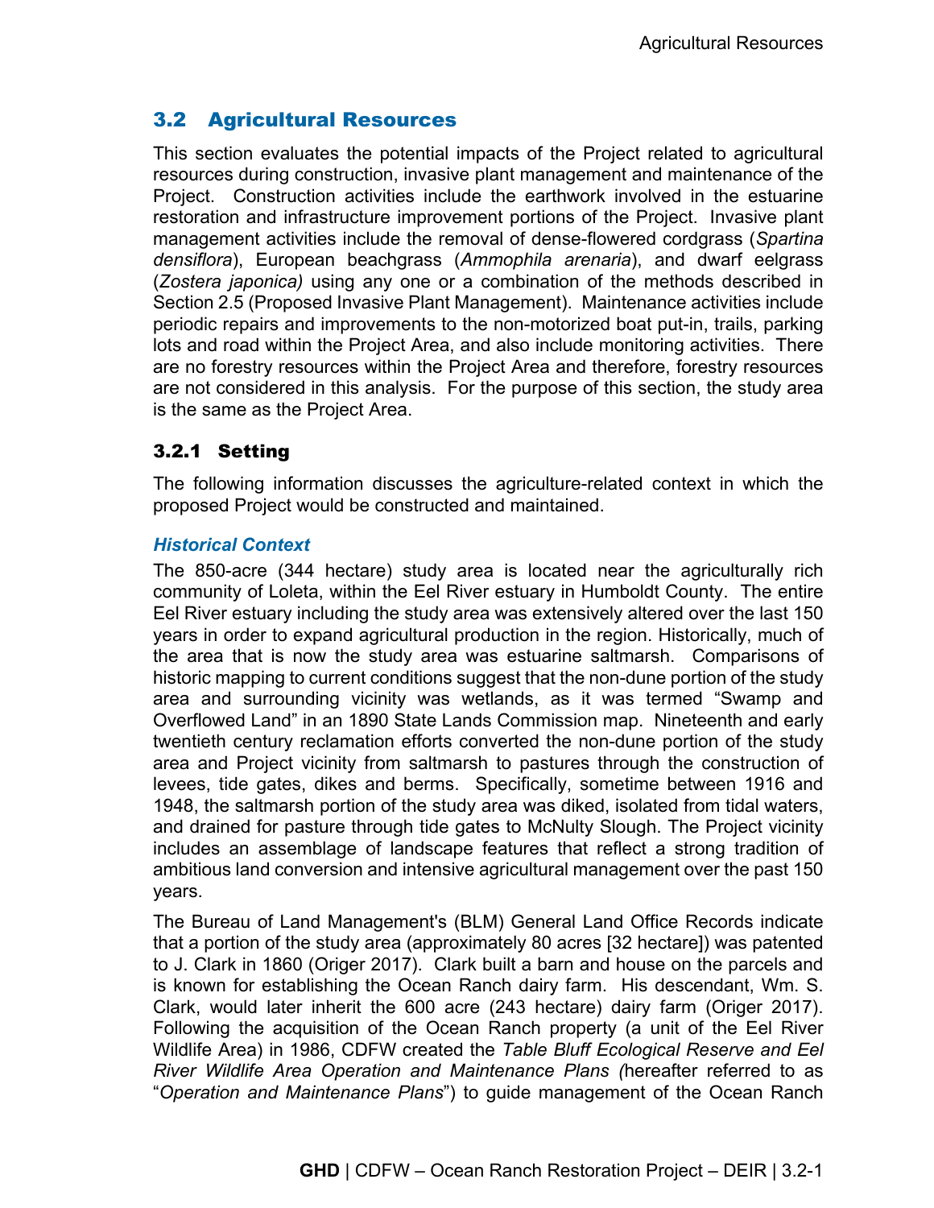## 3.2 Agricultural Resources

This section evaluates the potential impacts of the Project related to agricultural resources during construction, invasive plant management and maintenance of the Project. Construction activities include the earthwork involved in the estuarine restoration and infrastructure improvement portions of the Project. Invasive plant management activities include the removal of dense-flowered cordgrass (*Spartina densiflora*), European beachgrass (*Ammophila arenaria*), and dwarf eelgrass (*Zostera japonica)* using any one or a combination of the methods described in Section 2.5 (Proposed Invasive Plant Management). Maintenance activities include periodic repairs and improvements to the non-motorized boat put-in, trails, parking lots and road within the Project Area, and also include monitoring activities. There are no forestry resources within the Project Area and therefore, forestry resources are not considered in this analysis. For the purpose of this section, the study area is the same as the Project Area.

### 3.2.1 Setting

The following information discusses the agriculture-related context in which the proposed Project would be constructed and maintained.

#### *Historical Context*

The 850-acre (344 hectare) study area is located near the agriculturally rich community of Loleta, within the Eel River estuary in Humboldt County. The entire Eel River estuary including the study area was extensively altered over the last 150 years in order to expand agricultural production in the region. Historically, much of the area that is now the study area was estuarine saltmarsh. Comparisons of historic mapping to current conditions suggest that the non-dune portion of the study area and surrounding vicinity was wetlands, as it was termed "Swamp and Overflowed Land" in an 1890 State Lands Commission map. Nineteenth and early twentieth century reclamation efforts converted the non-dune portion of the study area and Project vicinity from saltmarsh to pastures through the construction of levees, tide gates, dikes and berms. Specifically, sometime between 1916 and 1948, the saltmarsh portion of the study area was diked, isolated from tidal waters, and drained for pasture through tide gates to McNulty Slough. The Project vicinity includes an assemblage of landscape features that reflect a strong tradition of ambitious land conversion and intensive agricultural management over the past 150 years.

The Bureau of Land Management's (BLM) General Land Office Records indicate that a portion of the study area (approximately 80 acres [32 hectare]) was patented to J. Clark in 1860 (Origer 2017). Clark built a barn and house on the parcels and is known for establishing the Ocean Ranch dairy farm. His descendant, Wm. S. Clark, would later inherit the 600 acre (243 hectare) dairy farm (Origer 2017). Following the acquisition of the Ocean Ranch property (a unit of the Eel River Wildlife Area) in 1986, CDFW created the *Table Bluff Ecological Reserve and Eel River Wildlife Area Operation and Maintenance Plans (*hereafter referred to as "*Operation and Maintenance Plans*") to guide management of the Ocean Ranch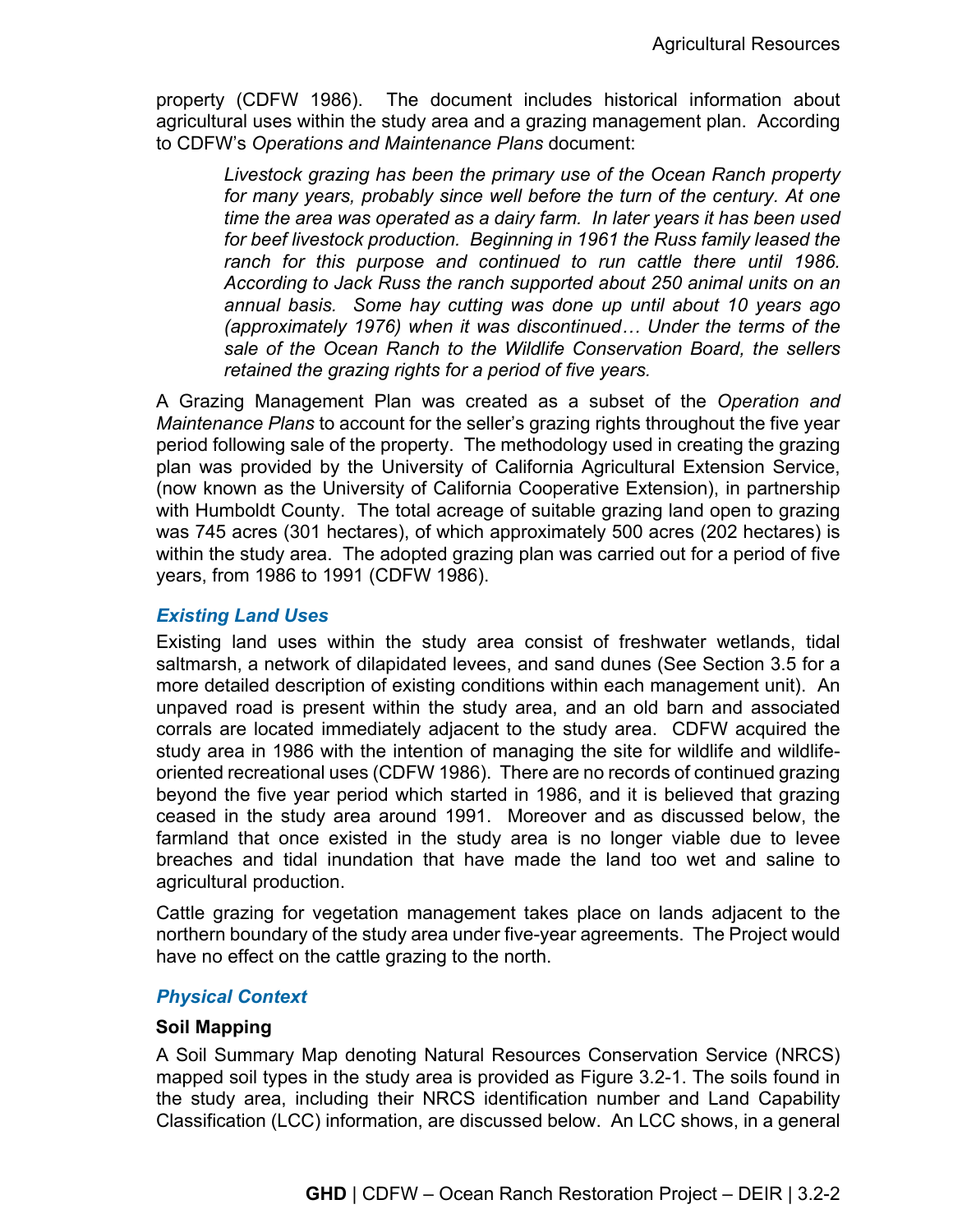property (CDFW 1986). The document includes historical information about agricultural uses within the study area and a grazing management plan. According to CDFW's *Operations and Maintenance Plans* document:

> *Livestock grazing has been the primary use of the Ocean Ranch property for many years, probably since well before the turn of the century. At one time the area was operated as a dairy farm. In later years it has been used for beef livestock production. Beginning in 1961 the Russ family leased the ranch for this purpose and continued to run cattle there until 1986. According to Jack Russ the ranch supported about 250 animal units on an annual basis. Some hay cutting was done up until about 10 years ago (approximately 1976) when it was discontinued… Under the terms of the sale of the Ocean Ranch to the Wildlife Conservation Board, the sellers retained the grazing rights for a period of five years.*

A Grazing Management Plan was created as a subset of the *Operation and Maintenance Plans* to account for the seller's grazing rights throughout the five year period following sale of the property. The methodology used in creating the grazing plan was provided by the University of California Agricultural Extension Service, (now known as the University of California Cooperative Extension), in partnership with Humboldt County. The total acreage of suitable grazing land open to grazing was 745 acres (301 hectares), of which approximately 500 acres (202 hectares) is within the study area. The adopted grazing plan was carried out for a period of five years, from 1986 to 1991 (CDFW 1986).

### *Existing Land Uses*

Existing land uses within the study area consist of freshwater wetlands, tidal saltmarsh, a network of dilapidated levees, and sand dunes (See Section 3.5 for a more detailed description of existing conditions within each management unit). An unpaved road is present within the study area, and an old barn and associated corrals are located immediately adjacent to the study area. CDFW acquired the study area in 1986 with the intention of managing the site for wildlife and wildlife-oriented recreational uses (CDFW 1986). There are no records of continued grazing beyond the five year period which started in 1986, and it is believed that grazing ceased in the study area around 1991. Moreover and as discussed below, the farmland that once existed in the study area is no longer viable due to levee breaches and tidal inundation that have made the land too wet and saline to agricultural production.

Cattle grazing for vegetation management takes place on lands adjacent to the northern boundary of the study area under five-year agreements. The Project would have no effect on the cattle grazing to the north.

### *Physical Context*

#### Soil Mapping

A Soil Summary Map denoting Natural Resources Conservation Service (NRCS) mapped soil types in the study area is provided as Figure 3.2-1. The soils found in the study area, including their NRCS identification number and Land Capability Classification (LCC) information, are discussed below. An LCC shows, in a general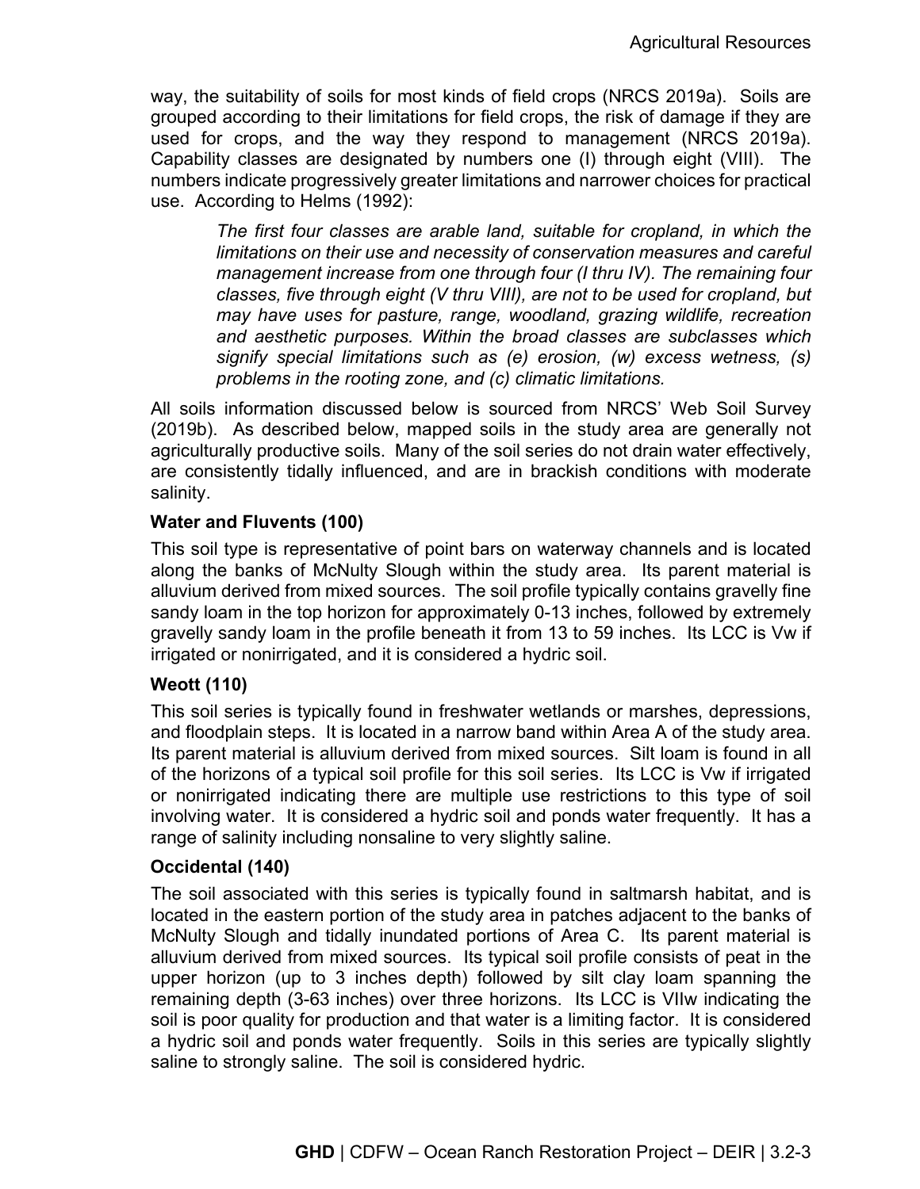way, the suitability of soils for most kinds of field crops (NRCS 2019a). Soils are grouped according to their limitations for field crops, the risk of damage if they are used for crops, and the way they respond to management (NRCS 2019a). Capability classes are designated by numbers one (I) through eight (VIII). The numbers indicate progressively greater limitations and narrower choices for practical use. According to Helms (1992):

> *The first four classes are arable land, suitable for cropland, in which the limitations on their use and necessity of conservation measures and careful management increase from one through four (I thru IV). The remaining four classes, five through eight (V thru VIII), are not to be used for cropland, but may have uses for pasture, range, woodland, grazing wildlife, recreation and aesthetic purposes. Within the broad classes are subclasses which signify special limitations such as (e) erosion, (w) excess wetness, (s) problems in the rooting zone, and (c) climatic limitations.*

All soils information discussed below is sourced from NRCS' Web Soil Survey (2019b). As described below, mapped soils in the study area are generally not agriculturally productive soils. Many of the soil series do not drain water effectively, are consistently tidally influenced, and are in brackish conditions with moderate salinity.

**Water and Fluvents (100)**

This soil type is representative of point bars on waterway channels and is located along the banks of McNulty Slough within the study area. Its parent material is alluvium derived from mixed sources. The soil profile typically contains gravelly fine sandy loam in the top horizon for approximately 0-13 inches, followed by extremely gravelly sandy loam in the profile beneath it from 13 to 59 inches. Its LCC is Vw if irrigated or nonirrigated, and it is considered a hydric soil.

**Weott (110)**

This soil series is typically found in freshwater wetlands or marshes, depressions, and floodplain steps. It is located in a narrow band within Area A of the study area. Its parent material is alluvium derived from mixed sources. Silt loam is found in all of the horizons of a typical soil profile for this soil series. Its LCC is Vw if irrigated or nonirrigated indicating there are multiple use restrictions to this type of soil involving water. It is considered a hydric soil and ponds water frequently. It has a range of salinity including nonsaline to very slightly saline.

**Occidental (140)**

The soil associated with this series is typically found in saltmarsh habitat, and is located in the eastern portion of the study area in patches adjacent to the banks of McNulty Slough and tidally inundated portions of Area C. Its parent material is alluvium derived from mixed sources. Its typical soil profile consists of peat in the upper horizon (up to 3 inches depth) followed by silt clay loam spanning the remaining depth (3-63 inches) over three horizons. Its LCC is VIIw indicating the soil is poor quality for production and that water is a limiting factor. It is considered a hydric soil and ponds water frequently. Soils in this series are typically slightly saline to strongly saline. The soil is considered hydric.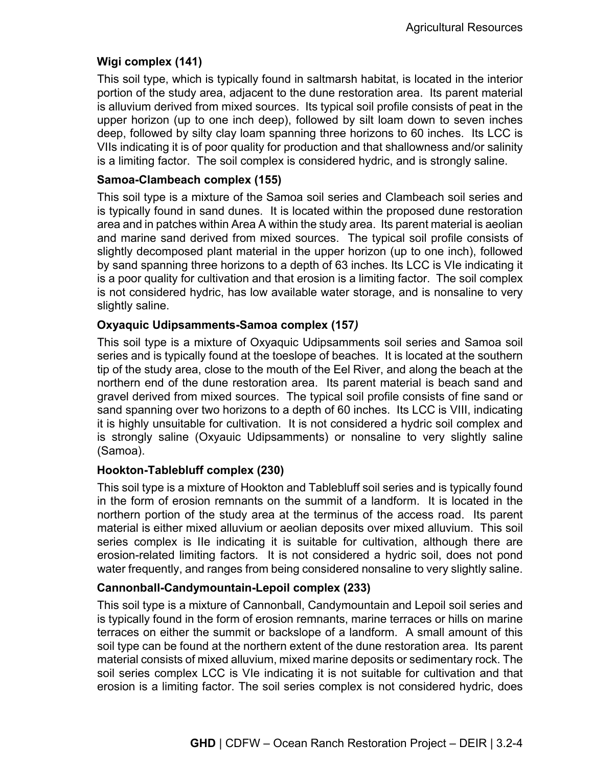**Wigi complex (141)**

This soil type, which is typically found in saltmarsh habitat, is located in the interior portion of the study area, adjacent to the dune restoration area. Its parent material is alluvium derived from mixed sources. Its typical soil profile consists of peat in the upper horizon (up to one inch deep), followed by silt loam down to seven inches deep, followed by silty clay loam spanning three horizons to 60 inches. Its LCC is VIIs indicating it is of poor quality for production and that shallowness and/or salinity is a limiting factor. The soil complex is considered hydric, and is strongly saline.

**Samoa-Clambeach complex (155)**

This soil type is a mixture of the Samoa soil series and Clambeach soil series and is typically found in sand dunes. It is located within the proposed dune restoration area and in patches within Area A within the study area. Its parent material is aeolian and marine sand derived from mixed sources. The typical soil profile consists of slightly decomposed plant material in the upper horizon (up to one inch), followed by sand spanning three horizons to a depth of 63 inches. Its LCC is VIe indicating it is a poor quality for cultivation and that erosion is a limiting factor. The soil complex is not considered hydric, has low available water storage, and is nonsaline to very slightly saline.

**Oxyaquic Udipsamments-Samoa complex (157*)***

This soil type is a mixture of Oxyaquic Udipsamments soil series and Samoa soil series and is typically found at the toeslope of beaches. It is located at the southern tip of the study area, close to the mouth of the Eel River, and along the beach at the northern end of the dune restoration area. Its parent material is beach sand and gravel derived from mixed sources. The typical soil profile consists of fine sand or sand spanning over two horizons to a depth of 60 inches. Its LCC is VIII, indicating it is highly unsuitable for cultivation. It is not considered a hydric soil complex and is strongly saline (Oxyauic Udipsamments) or nonsaline to very slightly saline (Samoa).

**Hookton-Tablebluff complex (230)**

This soil type is a mixture of Hookton and Tablebluff soil series and is typically found in the form of erosion remnants on the summit of a landform. It is located in the northern portion of the study area at the terminus of the access road. Its parent material is either mixed alluvium or aeolian deposits over mixed alluvium. This soil series complex is IIe indicating it is suitable for cultivation, although there are erosion-related limiting factors. It is not considered a hydric soil, does not pond water frequently, and ranges from being considered nonsaline to very slightly saline.

**Cannonball-Candymountain-Lepoil complex (233)**

This soil type is a mixture of Cannonball, Candymountain and Lepoil soil series and is typically found in the form of erosion remnants, marine terraces or hills on marine terraces on either the summit or backslope of a landform. A small amount of this soil type can be found at the northern extent of the dune restoration area. Its parent material consists of mixed alluvium, mixed marine deposits or sedimentary rock. The soil series complex LCC is VIe indicating it is not suitable for cultivation and that erosion is a limiting factor. The soil series complex is not considered hydric, does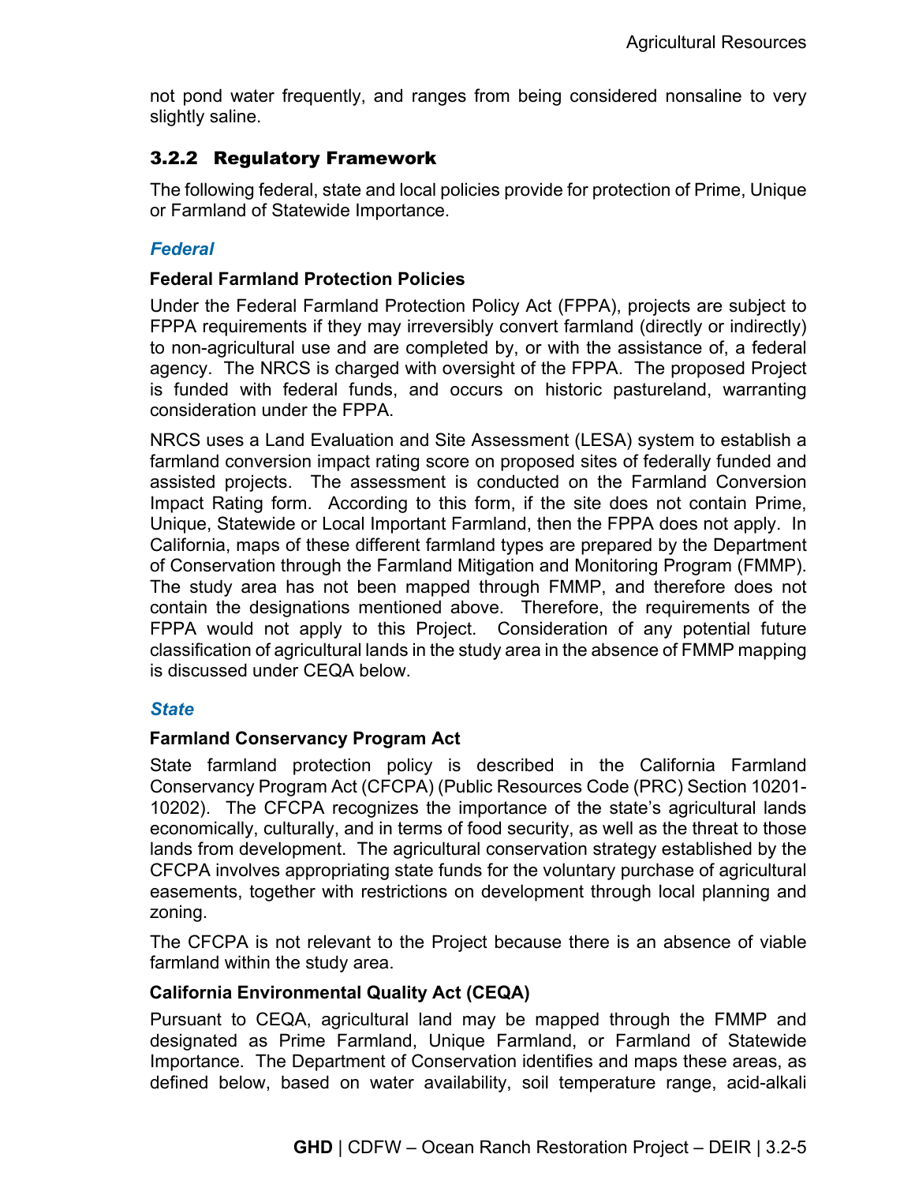not pond water frequently, and ranges from being considered nonsaline to very slightly saline.

### 3.2.2 Regulatory Framework

The following federal, state and local policies provide for protection of Prime, Unique or Farmland of Statewide Importance.

#### *Federal*

**Federal Farmland Protection Policies**

Under the Federal Farmland Protection Policy Act (FPPA), projects are subject to FPPA requirements if they may irreversibly convert farmland (directly or indirectly) to non-agricultural use and are completed by, or with the assistance of, a federal agency. The NRCS is charged with oversight of the FPPA. The proposed Project is funded with federal funds, and occurs on historic pastureland, warranting consideration under the FPPA.

NRCS uses a Land Evaluation and Site Assessment (LESA) system to establish a farmland conversion impact rating score on proposed sites of federally funded and assisted projects. The assessment is conducted on the Farmland Conversion Impact Rating form. According to this form, if the site does not contain Prime, Unique, Statewide or Local Important Farmland, then the FPPA does not apply. In California, maps of these different farmland types are prepared by the Department of Conservation through the Farmland Mitigation and Monitoring Program (FMMP). The study area has not been mapped through FMMP, and therefore does not contain the designations mentioned above. Therefore, the requirements of the FPPA would not apply to this Project. Consideration of any potential future classification of agricultural lands in the study area in the absence of FMMP mapping is discussed under CEQA below.

#### *State*

**Farmland Conservancy Program Act**

State farmland protection policy is described in the California Farmland Conservancy Program Act (CFCPA) (Public Resources Code (PRC) Section 10201-10202). The CFCPA recognizes the importance of the state's agricultural lands economically, culturally, and in terms of food security, as well as the threat to those lands from development. The agricultural conservation strategy established by the CFCPA involves appropriating state funds for the voluntary purchase of agricultural easements, together with restrictions on development through local planning and zoning.

The CFCPA is not relevant to the Project because there is an absence of viable farmland within the study area.

**California Environmental Quality Act (CEQA)**

Pursuant to CEQA, agricultural land may be mapped through the FMMP and designated as Prime Farmland, Unique Farmland, or Farmland of Statewide Importance. The Department of Conservation identifies and maps these areas, as defined below, based on water availability, soil temperature range, acid-alkali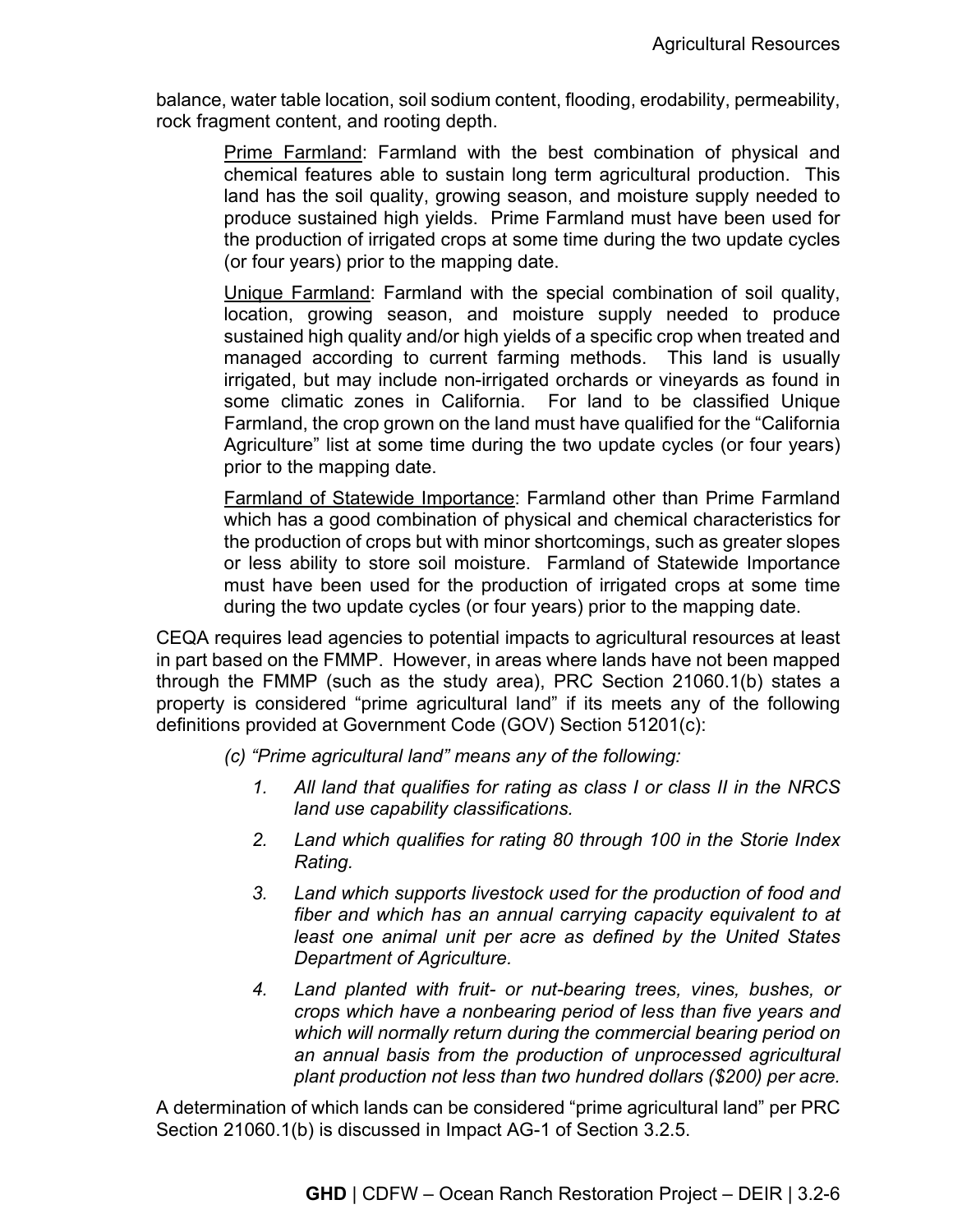balance, water table location, soil sodium content, flooding, erodability, permeability, rock fragment content, and rooting depth.

> Prime Farmland: Farmland with the best combination of physical and chemical features able to sustain long term agricultural production. This land has the soil quality, growing season, and moisture supply needed to produce sustained high yields. Prime Farmland must have been used for the production of irrigated crops at some time during the two update cycles (or four years) prior to the mapping date.
>
> Unique Farmland: Farmland with the special combination of soil quality, location, growing season, and moisture supply needed to produce sustained high quality and/or high yields of a specific crop when treated and managed according to current farming methods. This land is usually irrigated, but may include non-irrigated orchards or vineyards as found in some climatic zones in California. For land to be classified Unique Farmland, the crop grown on the land must have qualified for the "California Agriculture" list at some time during the two update cycles (or four years) prior to the mapping date.
>
> Farmland of Statewide Importance: Farmland other than Prime Farmland which has a good combination of physical and chemical characteristics for the production of crops but with minor shortcomings, such as greater slopes or less ability to store soil moisture. Farmland of Statewide Importance must have been used for the production of irrigated crops at some time during the two update cycles (or four years) prior to the mapping date.

CEQA requires lead agencies to potential impacts to agricultural resources at least in part based on the FMMP. However, in areas where lands have not been mapped through the FMMP (such as the study area), PRC Section 21060.1(b) states a property is considered "prime agricultural land" if its meets any of the following definitions provided at Government Code (GOV) Section 51201(c):

> *(c) "Prime agricultural land" means any of the following:*
>
> 1. *All land that qualifies for rating as class I or class II in the NRCS land use capability classifications.*
> 2. *Land which qualifies for rating 80 through 100 in the Storie Index Rating.*
> 3. *Land which supports livestock used for the production of food and fiber and which has an annual carrying capacity equivalent to at least one animal unit per acre as defined by the United States Department of Agriculture.*
> 4. *Land planted with fruit- or nut-bearing trees, vines, bushes, or crops which have a nonbearing period of less than five years and which will normally return during the commercial bearing period on an annual basis from the production of unprocessed agricultural plant production not less than two hundred dollars ($200) per acre.*

A determination of which lands can be considered "prime agricultural land" per PRC Section 21060.1(b) is discussed in Impact AG-1 of Section 3.2.5.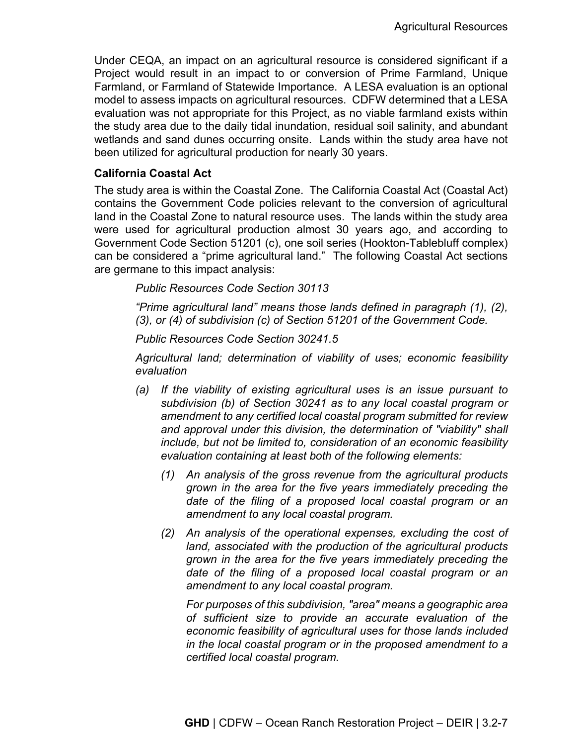Under CEQA, an impact on an agricultural resource is considered significant if a Project would result in an impact to or conversion of Prime Farmland, Unique Farmland, or Farmland of Statewide Importance. A LESA evaluation is an optional model to assess impacts on agricultural resources. CDFW determined that a LESA evaluation was not appropriate for this Project, as no viable farmland exists within the study area due to the daily tidal inundation, residual soil salinity, and abundant wetlands and sand dunes occurring onsite. Lands within the study area have not been utilized for agricultural production for nearly 30 years.

**California Coastal Act**

The study area is within the Coastal Zone. The California Coastal Act (Coastal Act) contains the Government Code policies relevant to the conversion of agricultural land in the Coastal Zone to natural resource uses. The lands within the study area were used for agricultural production almost 30 years ago, and according to Government Code Section 51201 (c), one soil series (Hookton-Tablebluff complex) can be considered a "prime agricultural land." The following Coastal Act sections are germane to this impact analysis:

> *Public Resources Code Section 30113*
>
> *"Prime agricultural land" means those lands defined in paragraph (1), (2), (3), or (4) of subdivision (c) of Section 51201 of the Government Code.*
>
> *Public Resources Code Section 30241.5*
>
> *Agricultural land; determination of viability of uses; economic feasibility evaluation*
>
> *(a) If the viability of existing agricultural uses is an issue pursuant to subdivision (b) of Section 30241 as to any local coastal program or amendment to any certified local coastal program submitted for review and approval under this division, the determination of "viability" shall include, but not be limited to, consideration of an economic feasibility evaluation containing at least both of the following elements:*
>
> *(1) An analysis of the gross revenue from the agricultural products grown in the area for the five years immediately preceding the date of the filing of a proposed local coastal program or an amendment to any local coastal program.*
>
> *(2) An analysis of the operational expenses, excluding the cost of land, associated with the production of the agricultural products grown in the area for the five years immediately preceding the date of the filing of a proposed local coastal program or an amendment to any local coastal program.*
>
> *For purposes of this subdivision, "area" means a geographic area of sufficient size to provide an accurate evaluation of the economic feasibility of agricultural uses for those lands included in the local coastal program or in the proposed amendment to a certified local coastal program.*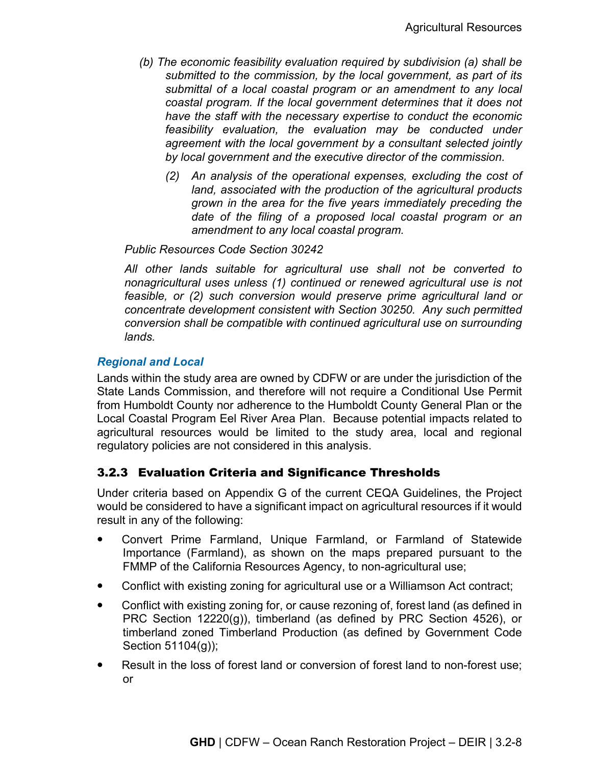*(b) The economic feasibility evaluation required by subdivision (a) shall be submitted to the commission, by the local government, as part of its submittal of a local coastal program or an amendment to any local coastal program. If the local government determines that it does not have the staff with the necessary expertise to conduct the economic feasibility evaluation, the evaluation may be conducted under agreement with the local government by a consultant selected jointly by local government and the executive director of the commission.*

*(2) An analysis of the operational expenses, excluding the cost of land, associated with the production of the agricultural products grown in the area for the five years immediately preceding the date of the filing of a proposed local coastal program or an amendment to any local coastal program.*

*Public Resources Code Section 30242*

*All other lands suitable for agricultural use shall not be converted to nonagricultural uses unless (1) continued or renewed agricultural use is not feasible, or (2) such conversion would preserve prime agricultural land or concentrate development consistent with Section 30250. Any such permitted conversion shall be compatible with continued agricultural use on surrounding lands.*

#### *Regional and Local*

Lands within the study area are owned by CDFW or are under the jurisdiction of the State Lands Commission, and therefore will not require a Conditional Use Permit from Humboldt County nor adherence to the Humboldt County General Plan or the Local Coastal Program Eel River Area Plan. Because potential impacts related to agricultural resources would be limited to the study area, local and regional regulatory policies are not considered in this analysis.

### 3.2.3 Evaluation Criteria and Significance Thresholds

Under criteria based on Appendix G of the current CEQA Guidelines, the Project would be considered to have a significant impact on agricultural resources if it would result in any of the following:

- Convert Prime Farmland, Unique Farmland, or Farmland of Statewide Importance (Farmland), as shown on the maps prepared pursuant to the FMMP of the California Resources Agency, to non-agricultural use;
- Conflict with existing zoning for agricultural use or a Williamson Act contract;
- Conflict with existing zoning for, or cause rezoning of, forest land (as defined in PRC Section 12220(g)), timberland (as defined by PRC Section 4526), or timberland zoned Timberland Production (as defined by Government Code Section 51104(g));
- Result in the loss of forest land or conversion of forest land to non-forest use; or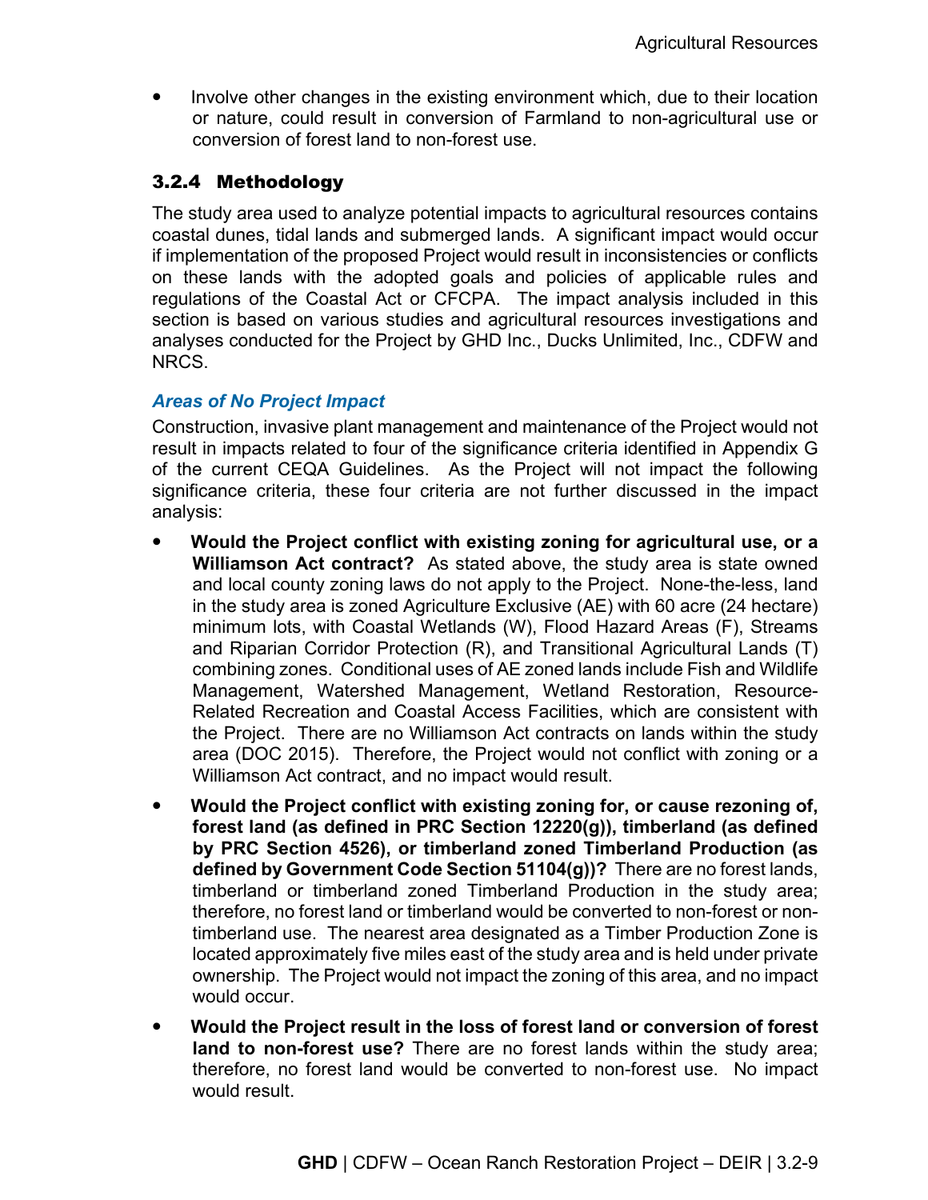- Involve other changes in the existing environment which, due to their location or nature, could result in conversion of Farmland to non-agricultural use or conversion of forest land to non-forest use.

### 3.2.4 Methodology

The study area used to analyze potential impacts to agricultural resources contains coastal dunes, tidal lands and submerged lands. A significant impact would occur if implementation of the proposed Project would result in inconsistencies or conflicts on these lands with the adopted goals and policies of applicable rules and regulations of the Coastal Act or CFCPA. The impact analysis included in this section is based on various studies and agricultural resources investigations and analyses conducted for the Project by GHD Inc., Ducks Unlimited, Inc., CDFW and NRCS.

#### *Areas of No Project Impact*

Construction, invasive plant management and maintenance of the Project would not result in impacts related to four of the significance criteria identified in Appendix G of the current CEQA Guidelines. As the Project will not impact the following significance criteria, these four criteria are not further discussed in the impact analysis:

- **Would the Project conflict with existing zoning for agricultural use, or a Williamson Act contract?** As stated above, the study area is state owned and local county zoning laws do not apply to the Project. None-the-less, land in the study area is zoned Agriculture Exclusive (AE) with 60 acre (24 hectare) minimum lots, with Coastal Wetlands (W), Flood Hazard Areas (F), Streams and Riparian Corridor Protection (R), and Transitional Agricultural Lands (T) combining zones. Conditional uses of AE zoned lands include Fish and Wildlife Management, Watershed Management, Wetland Restoration, Resource-Related Recreation and Coastal Access Facilities, which are consistent with the Project. There are no Williamson Act contracts on lands within the study area (DOC 2015). Therefore, the Project would not conflict with zoning or a Williamson Act contract, and no impact would result.
- **Would the Project conflict with existing zoning for, or cause rezoning of, forest land (as defined in PRC Section 12220(g)), timberland (as defined by PRC Section 4526), or timberland zoned Timberland Production (as defined by Government Code Section 51104(g))?** There are no forest lands, timberland or timberland zoned Timberland Production in the study area; therefore, no forest land or timberland would be converted to non-forest or non-timberland use. The nearest area designated as a Timber Production Zone is located approximately five miles east of the study area and is held under private ownership. The Project would not impact the zoning of this area, and no impact would occur.
- **Would the Project result in the loss of forest land or conversion of forest land to non-forest use?** There are no forest lands within the study area; therefore, no forest land would be converted to non-forest use. No impact would result.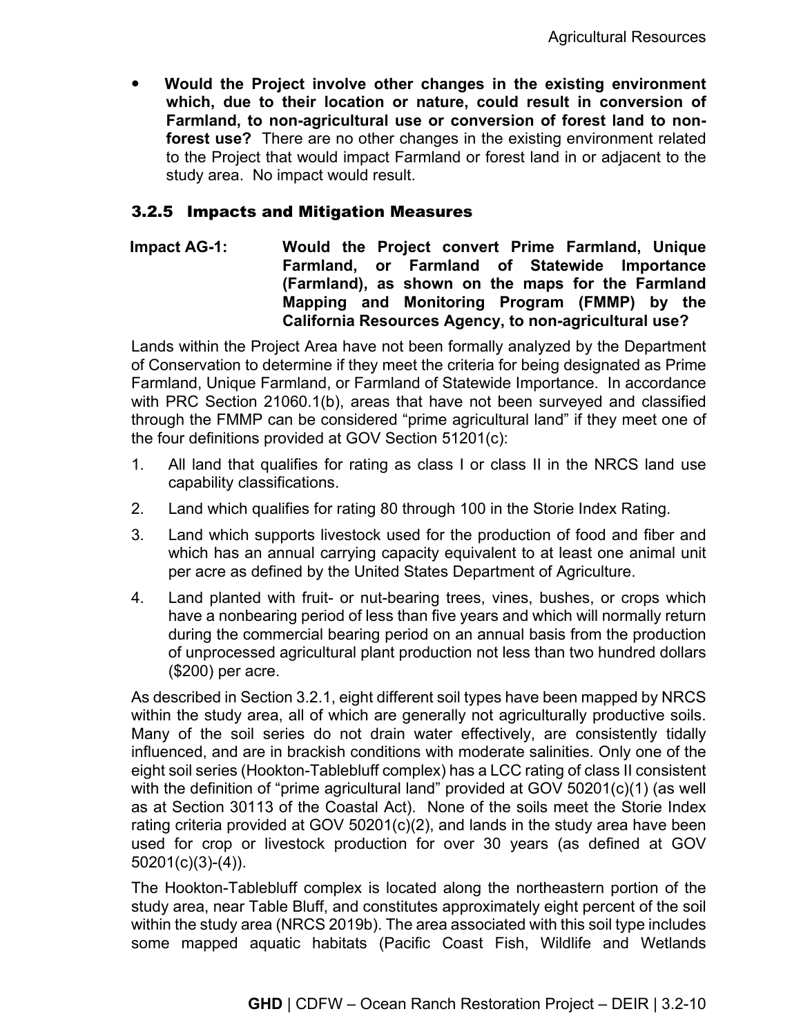- **Would the Project involve other changes in the existing environment which, due to their location or nature, could result in conversion of Farmland, to non-agricultural use or conversion of forest land to non-forest use?** There are no other changes in the existing environment related to the Project that would impact Farmland or forest land in or adjacent to the study area. No impact would result.

### 3.2.5 Impacts and Mitigation Measures

**Impact AG-1: Would the Project convert Prime Farmland, Unique Farmland, or Farmland of Statewide Importance (Farmland), as shown on the maps for the Farmland Mapping and Monitoring Program (FMMP) by the California Resources Agency, to non-agricultural use?**

Lands within the Project Area have not been formally analyzed by the Department of Conservation to determine if they meet the criteria for being designated as Prime Farmland, Unique Farmland, or Farmland of Statewide Importance. In accordance with PRC Section 21060.1(b), areas that have not been surveyed and classified through the FMMP can be considered "prime agricultural land" if they meet one of the four definitions provided at GOV Section 51201(c):

1. All land that qualifies for rating as class I or class II in the NRCS land use capability classifications.
2. Land which qualifies for rating 80 through 100 in the Storie Index Rating.
3. Land which supports livestock used for the production of food and fiber and which has an annual carrying capacity equivalent to at least one animal unit per acre as defined by the United States Department of Agriculture.
4. Land planted with fruit- or nut-bearing trees, vines, bushes, or crops which have a nonbearing period of less than five years and which will normally return during the commercial bearing period on an annual basis from the production of unprocessed agricultural plant production not less than two hundred dollars ($200) per acre.

As described in Section 3.2.1, eight different soil types have been mapped by NRCS within the study area, all of which are generally not agriculturally productive soils. Many of the soil series do not drain water effectively, are consistently tidally influenced, and are in brackish conditions with moderate salinities. Only one of the eight soil series (Hookton-Tablebluff complex) has a LCC rating of class II consistent with the definition of "prime agricultural land" provided at GOV 50201(c)(1) (as well as at Section 30113 of the Coastal Act). None of the soils meet the Storie Index rating criteria provided at GOV 50201(c)(2), and lands in the study area have been used for crop or livestock production for over 30 years (as defined at GOV 50201(c)(3)-(4)).

The Hookton-Tablebluff complex is located along the northeastern portion of the study area, near Table Bluff, and constitutes approximately eight percent of the soil within the study area (NRCS 2019b). The area associated with this soil type includes some mapped aquatic habitats (Pacific Coast Fish, Wildlife and Wetlands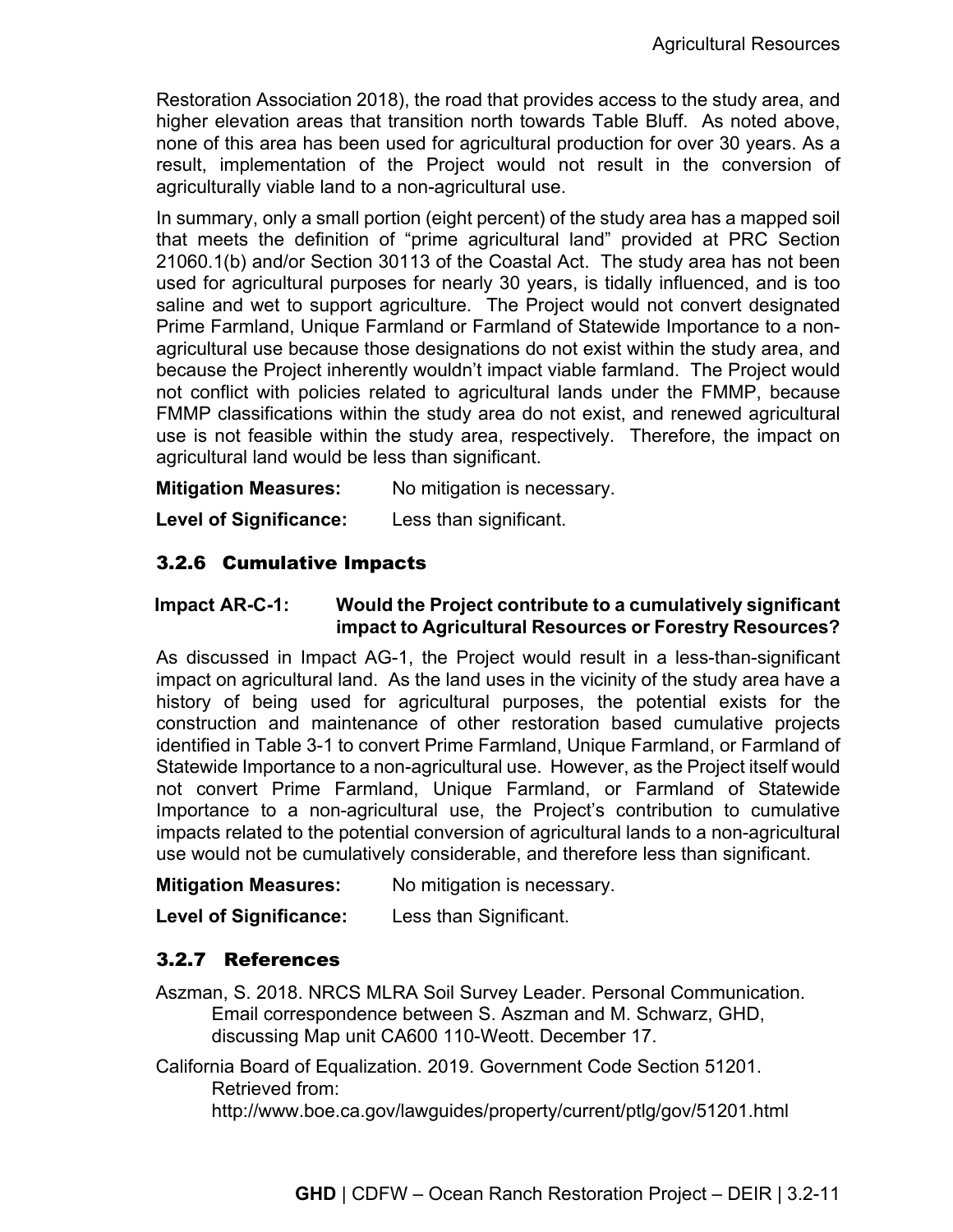Restoration Association 2018), the road that provides access to the study area, and higher elevation areas that transition north towards Table Bluff. As noted above, none of this area has been used for agricultural production for over 30 years. As a result, implementation of the Project would not result in the conversion of agriculturally viable land to a non-agricultural use.

In summary, only a small portion (eight percent) of the study area has a mapped soil that meets the definition of "prime agricultural land" provided at PRC Section 21060.1(b) and/or Section 30113 of the Coastal Act. The study area has not been used for agricultural purposes for nearly 30 years, is tidally influenced, and is too saline and wet to support agriculture. The Project would not convert designated Prime Farmland, Unique Farmland or Farmland of Statewide Importance to a non-agricultural use because those designations do not exist within the study area, and because the Project inherently wouldn't impact viable farmland. The Project would not conflict with policies related to agricultural lands under the FMMP, because FMMP classifications within the study area do not exist, and renewed agricultural use is not feasible within the study area, respectively. Therefore, the impact on agricultural land would be less than significant.

**Mitigation Measures:** No mitigation is necessary.

**Level of Significance:** Less than significant.

### 3.2.6 Cumulative Impacts

**Impact AR-C-1: Would the Project contribute to a cumulatively significant impact to Agricultural Resources or Forestry Resources?**

As discussed in Impact AG-1, the Project would result in a less-than-significant impact on agricultural land. As the land uses in the vicinity of the study area have a history of being used for agricultural purposes, the potential exists for the construction and maintenance of other restoration based cumulative projects identified in Table 3-1 to convert Prime Farmland, Unique Farmland, or Farmland of Statewide Importance to a non-agricultural use. However, as the Project itself would not convert Prime Farmland, Unique Farmland, or Farmland of Statewide Importance to a non-agricultural use, the Project's contribution to cumulative impacts related to the potential conversion of agricultural lands to a non-agricultural use would not be cumulatively considerable, and therefore less than significant.

**Mitigation Measures:** No mitigation is necessary.

**Level of Significance:** Less than Significant.

### 3.2.7 References

Aszman, S. 2018. NRCS MLRA Soil Survey Leader. Personal Communication. Email correspondence between S. Aszman and M. Schwarz, GHD, discussing Map unit CA600 110-Weott. December 17.

California Board of Equalization. 2019. Government Code Section 51201. Retrieved from: http://www.boe.ca.gov/lawguides/property/current/ptlg/gov/51201.html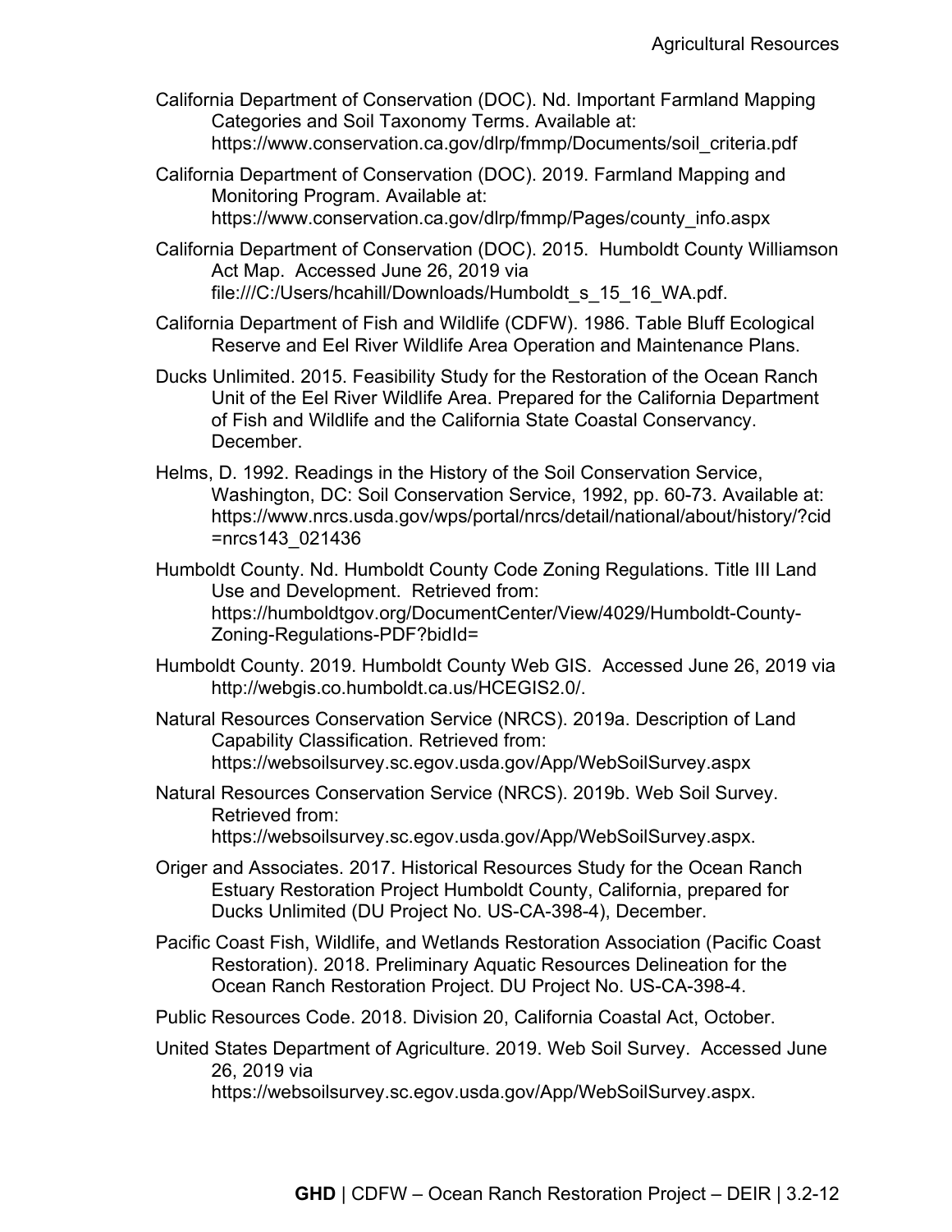California Department of Conservation (DOC). Nd. Important Farmland Mapping Categories and Soil Taxonomy Terms. Available at: https://www.conservation.ca.gov/dlrp/fmmp/Documents/soil_criteria.pdf

California Department of Conservation (DOC). 2019. Farmland Mapping and Monitoring Program. Available at: https://www.conservation.ca.gov/dlrp/fmmp/Pages/county_info.aspx

California Department of Conservation (DOC). 2015. Humboldt County Williamson Act Map. Accessed June 26, 2019 via file:///C:/Users/hcahill/Downloads/Humboldt_s_15_16_WA.pdf.

California Department of Fish and Wildlife (CDFW). 1986. Table Bluff Ecological Reserve and Eel River Wildlife Area Operation and Maintenance Plans.

Ducks Unlimited. 2015. Feasibility Study for the Restoration of the Ocean Ranch Unit of the Eel River Wildlife Area. Prepared for the California Department of Fish and Wildlife and the California State Coastal Conservancy. December.

Helms, D. 1992. Readings in the History of the Soil Conservation Service, Washington, DC: Soil Conservation Service, 1992, pp. 60-73. Available at: https://www.nrcs.usda.gov/wps/portal/nrcs/detail/national/about/history/?cid=nrcs143_021436

Humboldt County. Nd. Humboldt County Code Zoning Regulations. Title III Land Use and Development. Retrieved from: https://humboldtgov.org/DocumentCenter/View/4029/Humboldt-County-Zoning-Regulations-PDF?bidId=

Humboldt County. 2019. Humboldt County Web GIS. Accessed June 26, 2019 via http://webgis.co.humboldt.ca.us/HCEGIS2.0/.

Natural Resources Conservation Service (NRCS). 2019a. Description of Land Capability Classification. Retrieved from: https://websoilsurvey.sc.egov.usda.gov/App/WebSoilSurvey.aspx

Natural Resources Conservation Service (NRCS). 2019b. Web Soil Survey. Retrieved from: https://websoilsurvey.sc.egov.usda.gov/App/WebSoilSurvey.aspx.

Origer and Associates. 2017. Historical Resources Study for the Ocean Ranch Estuary Restoration Project Humboldt County, California, prepared for Ducks Unlimited (DU Project No. US-CA-398-4), December.

Pacific Coast Fish, Wildlife, and Wetlands Restoration Association (Pacific Coast Restoration). 2018. Preliminary Aquatic Resources Delineation for the Ocean Ranch Restoration Project. DU Project No. US-CA-398-4.

Public Resources Code. 2018. Division 20, California Coastal Act, October.

United States Department of Agriculture. 2019. Web Soil Survey. Accessed June 26, 2019 via https://websoilsurvey.sc.egov.usda.gov/App/WebSoilSurvey.aspx.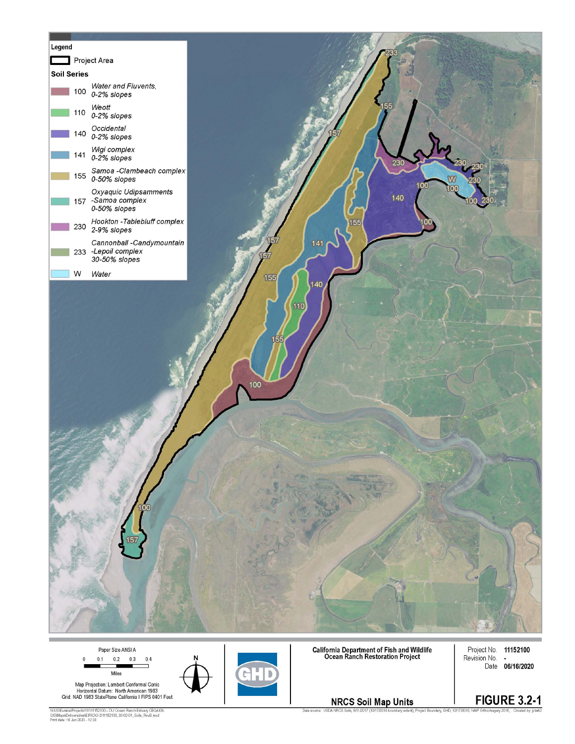Legend

Project Area

Soil Series

100 Water and Fluvents, 0-2% slopes

110 Weott 0-2% slopes

140 Occidental 0-2% slopes

141 Wigi complex 0-2% slopes

155 Samoa -Clambeach complex 0-50% slopes

157 Oxyaquic Udipsamments -Samoa complex 0-50% slopes

230 Hookton -Tablebluff complex 2-9% slopes

233 Cannonball -Candymountain -Lepoil complex 30-50% slopes

W Water

233

155

157

230

230

230

W

100

230

100

100

230

140

155

100

157

141

157

155

140

110

155

100

100

157

Paper Size ANSI A

0 0.1 0.2 0.3 0.4

Miles

Map Projection: Lambert Conformal Conic
Horizontal Datum: North American 1983
Grid: NAD 1983 StatePlane California I FIPS 0401 Feet

N

GHD

California Department of Fish and Wildlife
Ocean Ranch Restoration Project

Project No. 11152100
Revision No. -
Date 06/16/2020

**NRCS Soil Map Units**

**FIGURE 3.2-1**

N:\US\Eureka\Projects\111\11152100 - CU Ocean Ranch Estuary CEQA\08-GIS\Maps\Deliverables\EIR\Ch3-2\11152100_03-02-01_Soils_RevB.mxd
Print date: 16 Jun 2020 - 12:38

Data source: USDA NRCS Soils, 9/11/2017 (10/17/2018 boundary extent); Project Boundary, GHD, 10/17/2018; NAIP Orthoimagery 2016; . Created by: jclark2